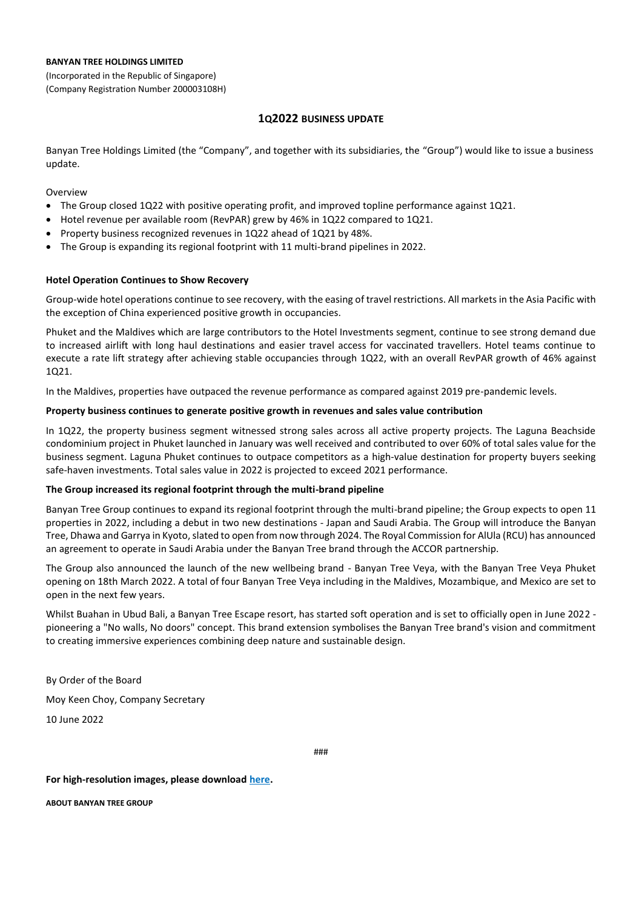**BANYAN TREE HOLDINGS LIMITED**

(Incorporated in the Republic of Singapore)
(Company Registration Number 200003108H)

# 1Q2022 BUSINESS UPDATE

Banyan Tree Holdings Limited (the "Company", and together with its subsidiaries, the "Group") would like to issue a business update.

Overview

- The Group closed 1Q22 with positive operating profit, and improved topline performance against 1Q21.
- Hotel revenue per available room (RevPAR) grew by 46% in 1Q22 compared to 1Q21.
- Property business recognized revenues in 1Q22 ahead of 1Q21 by 48%.
- The Group is expanding its regional footprint with 11 multi-brand pipelines in 2022.

**Hotel Operation Continues to Show Recovery**

Group-wide hotel operations continue to see recovery, with the easing of travel restrictions. All markets in the Asia Pacific with the exception of China experienced positive growth in occupancies.

Phuket and the Maldives which are large contributors to the Hotel Investments segment, continue to see strong demand due to increased airlift with long haul destinations and easier travel access for vaccinated travellers. Hotel teams continue to execute a rate lift strategy after achieving stable occupancies through 1Q22, with an overall RevPAR growth of 46% against 1Q21.

In the Maldives, properties have outpaced the revenue performance as compared against 2019 pre-pandemic levels.

**Property business continues to generate positive growth in revenues and sales value contribution**

In 1Q22, the property business segment witnessed strong sales across all active property projects. The Laguna Beachside condominium project in Phuket launched in January was well received and contributed to over 60% of total sales value for the business segment. Laguna Phuket continues to outpace competitors as a high-value destination for property buyers seeking safe-haven investments. Total sales value in 2022 is projected to exceed 2021 performance.

**The Group increased its regional footprint through the multi-brand pipeline**

Banyan Tree Group continues to expand its regional footprint through the multi-brand pipeline; the Group expects to open 11 properties in 2022, including a debut in two new destinations - Japan and Saudi Arabia. The Group will introduce the Banyan Tree, Dhawa and Garrya in Kyoto, slated to open from now through 2024. The Royal Commission for AlUla (RCU) has announced an agreement to operate in Saudi Arabia under the Banyan Tree brand through the ACCOR partnership.

The Group also announced the launch of the new wellbeing brand - Banyan Tree Veya, with the Banyan Tree Veya Phuket opening on 18th March 2022. A total of four Banyan Tree Veya including in the Maldives, Mozambique, and Mexico are set to open in the next few years.

Whilst Buahan in Ubud Bali, a Banyan Tree Escape resort, has started soft operation and is set to officially open in June 2022 - pioneering a "No walls, No doors" concept. This brand extension symbolises the Banyan Tree brand's vision and commitment to creating immersive experiences combining deep nature and sustainable design.

By Order of the Board

Moy Keen Choy, Company Secretary

10 June 2022

###

**For high-resolution images, please download here.**

**ABOUT BANYAN TREE GROUP**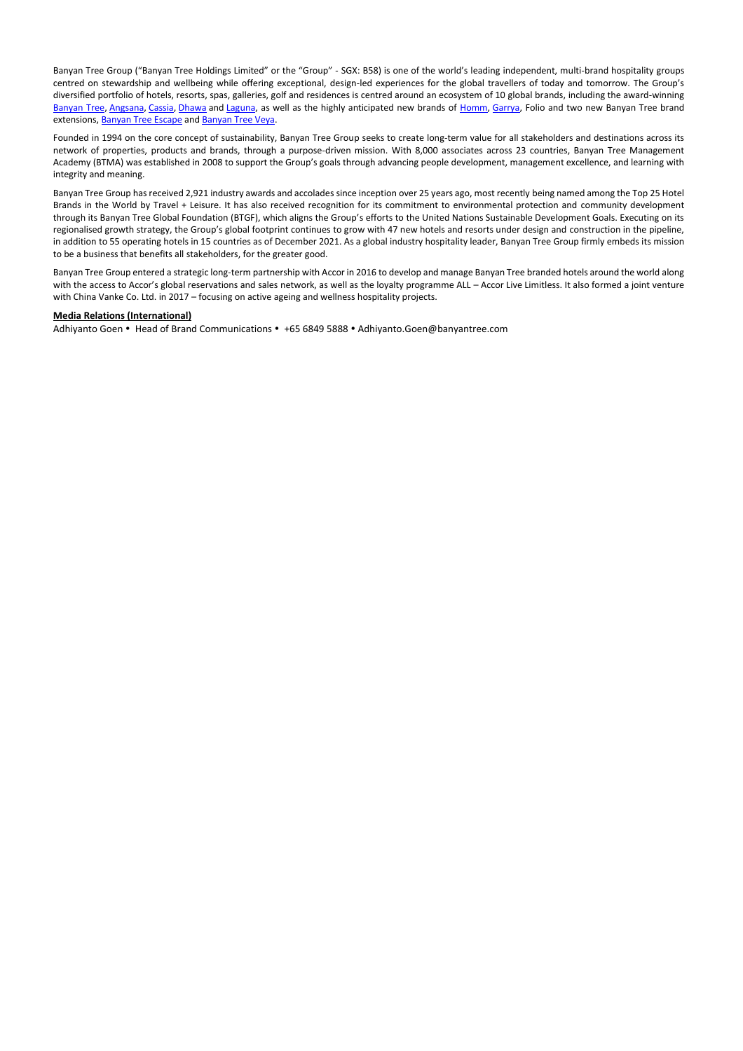Banyan Tree Group ("Banyan Tree Holdings Limited" or the "Group" - SGX: B58) is one of the world's leading independent, multi-brand hospitality groups centred on stewardship and wellbeing while offering exceptional, design-led experiences for the global travellers of today and tomorrow. The Group's diversified portfolio of hotels, resorts, spas, galleries, golf and residences is centred around an ecosystem of 10 global brands, including the award-winning Banyan Tree, Angsana, Cassia, Dhawa and Laguna, as well as the highly anticipated new brands of Homm, Garrya, Folio and two new Banyan Tree brand extensions, Banyan Tree Escape and Banyan Tree Veya.

Founded in 1994 on the core concept of sustainability, Banyan Tree Group seeks to create long-term value for all stakeholders and destinations across its network of properties, products and brands, through a purpose-driven mission. With 8,000 associates across 23 countries, Banyan Tree Management Academy (BTMA) was established in 2008 to support the Group's goals through advancing people development, management excellence, and learning with integrity and meaning.

Banyan Tree Group has received 2,921 industry awards and accolades since inception over 25 years ago, most recently being named among the Top 25 Hotel Brands in the World by Travel + Leisure. It has also received recognition for its commitment to environmental protection and community development through its Banyan Tree Global Foundation (BTGF), which aligns the Group's efforts to the United Nations Sustainable Development Goals. Executing on its regionalised growth strategy, the Group's global footprint continues to grow with 47 new hotels and resorts under design and construction in the pipeline, in addition to 55 operating hotels in 15 countries as of December 2021. As a global industry hospitality leader, Banyan Tree Group firmly embeds its mission to be a business that benefits all stakeholders, for the greater good.

Banyan Tree Group entered a strategic long-term partnership with Accor in 2016 to develop and manage Banyan Tree branded hotels around the world along with the access to Accor's global reservations and sales network, as well as the loyalty programme ALL – Accor Live Limitless. It also formed a joint venture with China Vanke Co. Ltd. in 2017 – focusing on active ageing and wellness hospitality projects.

**Media Relations (International)**

Adhiyanto Goen • Head of Brand Communications • +65 6849 5888 • Adhiyanto.Goen@banyantree.com